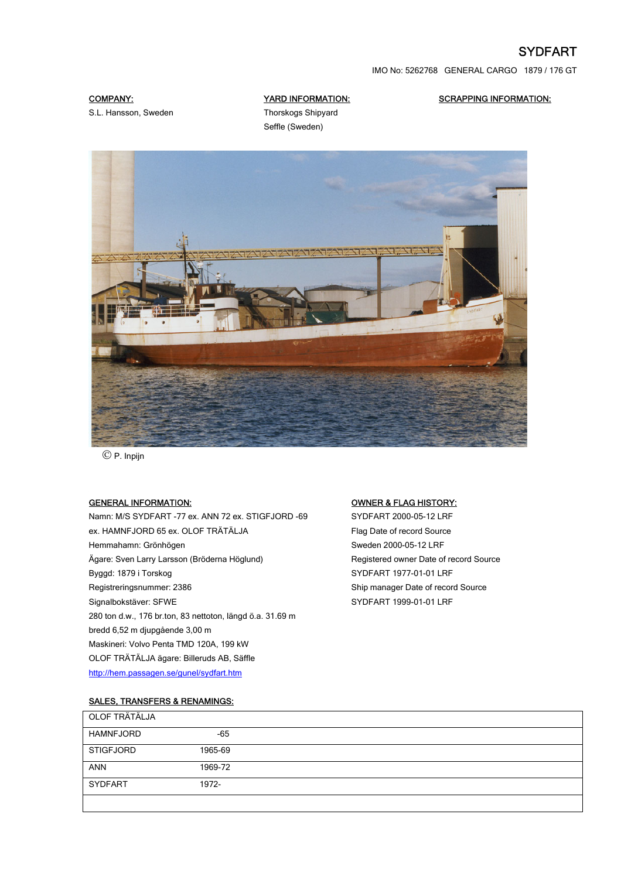# SYDFART

IMO No: 5262768 GENERAL CARGO 1879 / 176 GT

**COMPANY:**
S.L. Hansson, Sweden

**YARD INFORMATION:**
Thorskogs Shipyard
Seffle (Sweden)

**SCRAPPING INFORMATION:**

© P. Inpijn

## GENERAL INFORMATION:

Namn: M/S SYDFART -77 ex. ANN 72 ex. STIGFJORD -69
ex. HAMNFJORD 65 ex. OLOF TRÄTÄLJA
Hemmahamn: Grönhögen
Ägare: Sven Larry Larsson (Bröderna Höglund)
Byggd: 1879 i Torskog
Registreringsnummer: 2386
Signalbokstäver: SFWE
280 ton d.w., 176 br.ton, 83 nettoton, längd ö.a. 31.69 m
bredd 6,52 m djupgående 3,00 m
Maskineri: Volvo Penta TMD 120A, 199 kW
OLOF TRÄTÄLJA ägare: Billeruds AB, Säffle
http://hem.passagen.se/gunel/sydfart.htm

## OWNER & FLAG HISTORY:

SYDFART 2000-05-12 LRF
Flag Date of record Source
Sweden 2000-05-12 LRF
Registered owner Date of record Source
SYDFART 1977-01-01 LRF
Ship manager Date of record Source
SYDFART 1999-01-01 LRF

## SALES, TRANSFERS & RENAMINGS:

| | |
|---|---|
| OLOF TRÄTÄLJA | |
| HAMNFJORD | -65 |
| STIGFJORD | 1965-69 |
| ANN | 1969-72 |
| SYDFART | 1972- |
| | |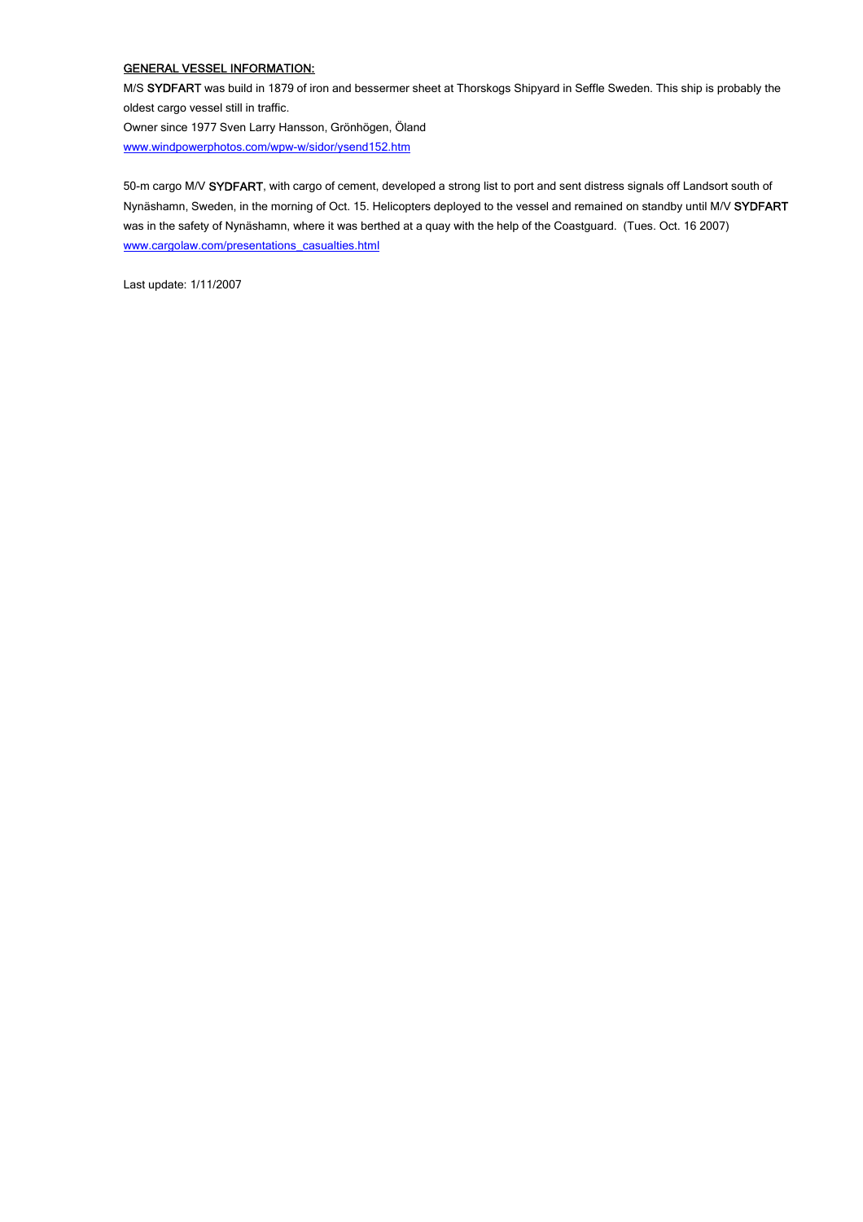**GENERAL VESSEL INFORMATION:**

M/S **SYDFART** was build in 1879 of iron and bessermer sheet at Thorskogs Shipyard in Seffle Sweden. This ship is probably the oldest cargo vessel still in traffic.

Owner since 1977 Sven Larry Hansson, Grönhögen, Öland

www.windpowerphotos.com/wpw-w/sidor/ysend152.htm

50-m cargo M/V **SYDFART**, with cargo of cement, developed a strong list to port and sent distress signals off Landsort south of Nynäshamn, Sweden, in the morning of Oct. 15. Helicopters deployed to the vessel and remained on standby until M/V **SYDFART** was in the safety of Nynäshamn, where it was berthed at a quay with the help of the Coastguard. (Tues. Oct. 16 2007)

www.cargolaw.com/presentations_casualties.html

Last update: 1/11/2007